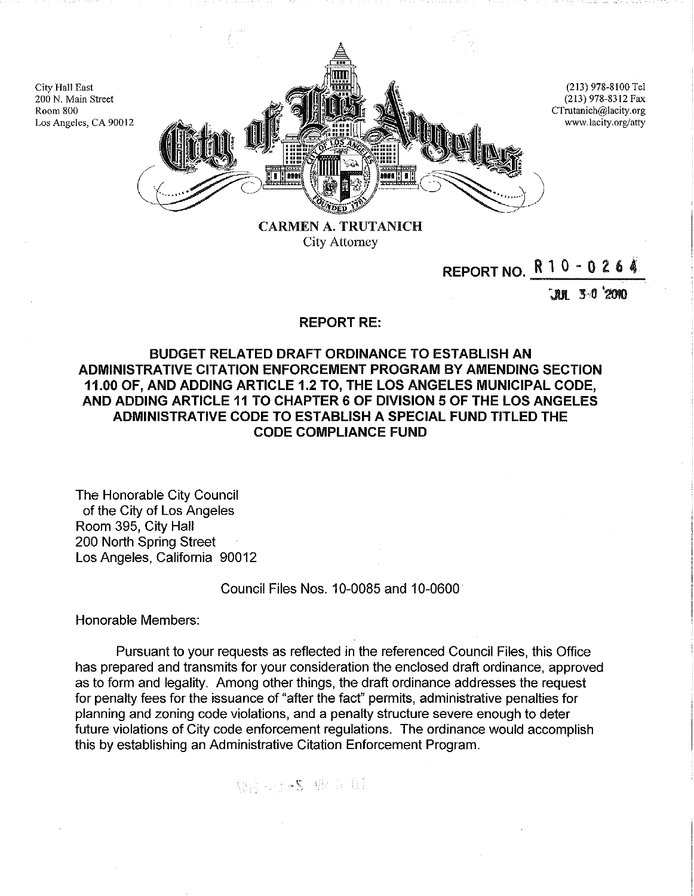City Hall East
200 N. Main Street
Room 800
Los Angeles, CA 90012

(213) 978-8100 Tel
(213) 978-8312 Fax
CTrutanich@lacity.org
www.lacity.org/atty

**CARMEN A. TRUTANICH**
City Attorney

**REPORT NO. R10-0264**

JUL 30 2010

**REPORT RE:**

**BUDGET RELATED DRAFT ORDINANCE TO ESTABLISH AN ADMINISTRATIVE CITATION ENFORCEMENT PROGRAM BY AMENDING SECTION 11.00 OF, AND ADDING ARTICLE 1.2 TO, THE LOS ANGELES MUNICIPAL CODE, AND ADDING ARTICLE 11 TO CHAPTER 6 OF DIVISION 5 OF THE LOS ANGELES ADMINISTRATIVE CODE TO ESTABLISH A SPECIAL FUND TITLED THE CODE COMPLIANCE FUND**

The Honorable City Council
of the City of Los Angeles
Room 395, City Hall
200 North Spring Street
Los Angeles, California 90012

Council Files Nos. 10-0085 and 10-0600

Honorable Members:

Pursuant to your requests as reflected in the referenced Council Files, this Office has prepared and transmits for your consideration the enclosed draft ordinance, approved as to form and legality. Among other things, the draft ordinance addresses the request for penalty fees for the issuance of "after the fact" permits, administrative penalties for planning and zoning code violations, and a penalty structure severe enough to deter future violations of City code enforcement regulations. The ordinance would accomplish this by establishing an Administrative Citation Enforcement Program.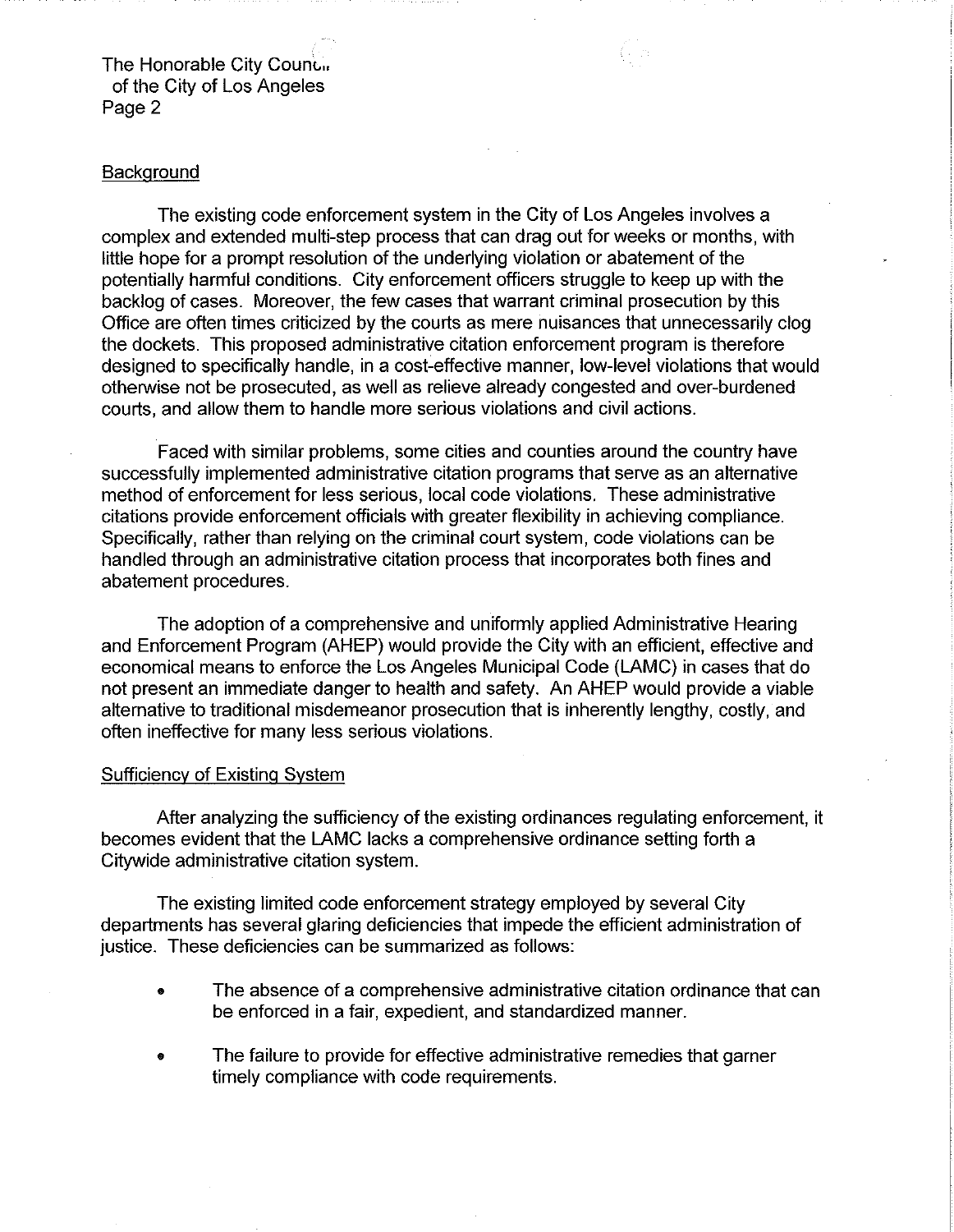## Background

The existing code enforcement system in the City of Los Angeles involves a complex and extended multi-step process that can drag out for weeks or months, with little hope for a prompt resolution of the underlying violation or abatement of the potentially harmful conditions. City enforcement officers struggle to keep up with the backlog of cases. Moreover, the few cases that warrant criminal prosecution by this Office are often times criticized by the courts as mere nuisances that unnecessarily clog the dockets. This proposed administrative citation enforcement program is therefore designed to specifically handle, in a cost-effective manner, low-level violations that would otherwise not be prosecuted, as well as relieve already congested and over-burdened courts, and allow them to handle more serious violations and civil actions.

Faced with similar problems, some cities and counties around the country have successfully implemented administrative citation programs that serve as an alternative method of enforcement for less serious, local code violations. These administrative citations provide enforcement officials with greater flexibility in achieving compliance. Specifically, rather than relying on the criminal court system, code violations can be handled through an administrative citation process that incorporates both fines and abatement procedures.

The adoption of a comprehensive and uniformly applied Administrative Hearing and Enforcement Program (AHEP) would provide the City with an efficient, effective and economical means to enforce the Los Angeles Municipal Code (LAMC) in cases that do not present an immediate danger to health and safety. An AHEP would provide a viable alternative to traditional misdemeanor prosecution that is inherently lengthy, costly, and often ineffective for many less serious violations.

## Sufficiency of Existing System

After analyzing the sufficiency of the existing ordinances regulating enforcement, it becomes evident that the LAMC lacks a comprehensive ordinance setting forth a Citywide administrative citation system.

The existing limited code enforcement strategy employed by several City departments has several glaring deficiencies that impede the efficient administration of justice. These deficiencies can be summarized as follows:

- The absence of a comprehensive administrative citation ordinance that can be enforced in a fair, expedient, and standardized manner.
- The failure to provide for effective administrative remedies that garner timely compliance with code requirements.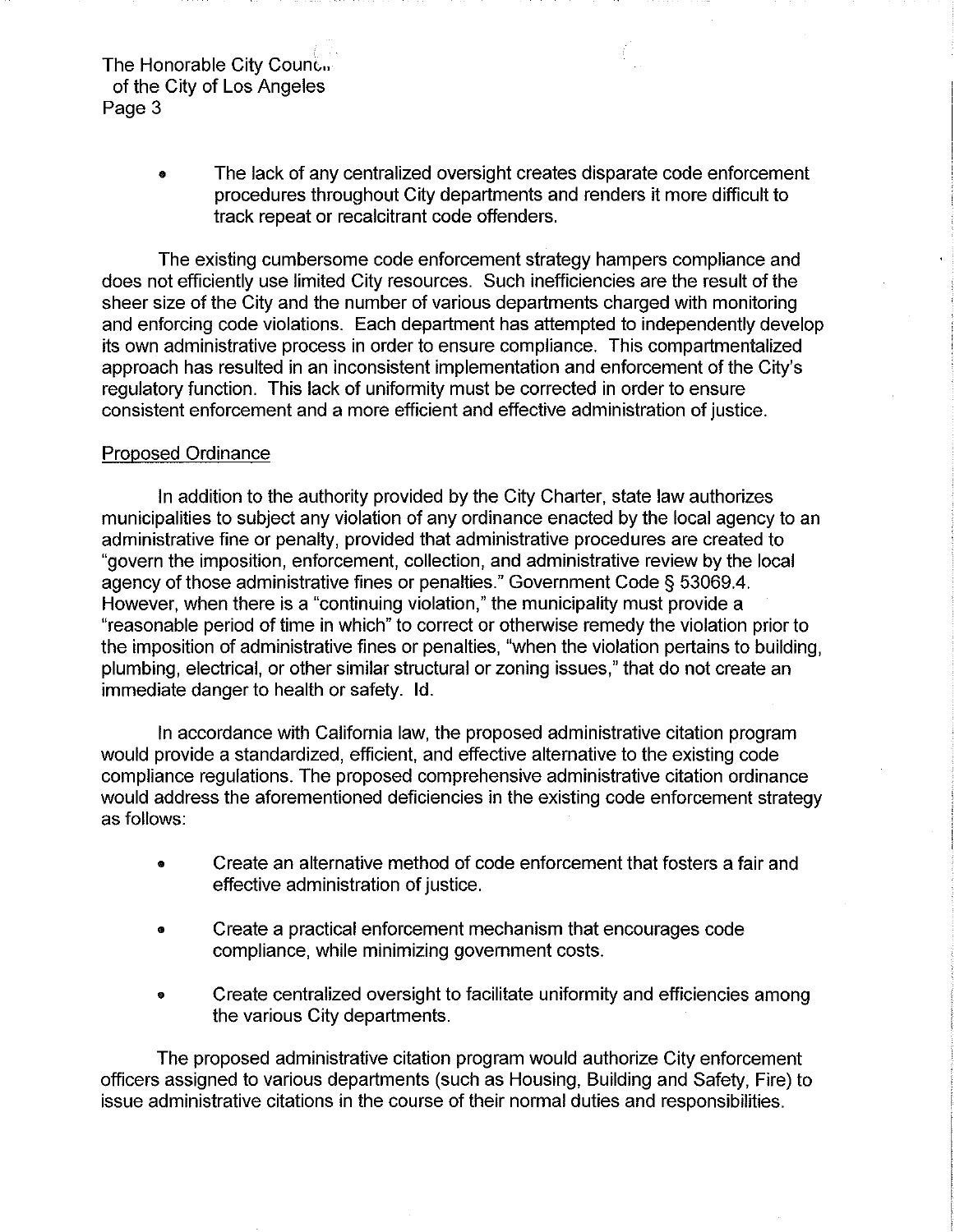- The lack of any centralized oversight creates disparate code enforcement procedures throughout City departments and renders it more difficult to track repeat or recalcitrant code offenders.

The existing cumbersome code enforcement strategy hampers compliance and does not efficiently use limited City resources. Such inefficiencies are the result of the sheer size of the City and the number of various departments charged with monitoring and enforcing code violations. Each department has attempted to independently develop its own administrative process in order to ensure compliance. This compartmentalized approach has resulted in an inconsistent implementation and enforcement of the City's regulatory function. This lack of uniformity must be corrected in order to ensure consistent enforcement and a more efficient and effective administration of justice.

Proposed Ordinance

In addition to the authority provided by the City Charter, state law authorizes municipalities to subject any violation of any ordinance enacted by the local agency to an administrative fine or penalty, provided that administrative procedures are created to "govern the imposition, enforcement, collection, and administrative review by the local agency of those administrative fines or penalties." Government Code § 53069.4. However, when there is a "continuing violation," the municipality must provide a "reasonable period of time in which" to correct or otherwise remedy the violation prior to the imposition of administrative fines or penalties, "when the violation pertains to building, plumbing, electrical, or other similar structural or zoning issues," that do not create an immediate danger to health or safety. Id.

In accordance with California law, the proposed administrative citation program would provide a standardized, efficient, and effective alternative to the existing code compliance regulations. The proposed comprehensive administrative citation ordinance would address the aforementioned deficiencies in the existing code enforcement strategy as follows:

- Create an alternative method of code enforcement that fosters a fair and effective administration of justice.
- Create a practical enforcement mechanism that encourages code compliance, while minimizing government costs.
- Create centralized oversight to facilitate uniformity and efficiencies among the various City departments.

The proposed administrative citation program would authorize City enforcement officers assigned to various departments (such as Housing, Building and Safety, Fire) to issue administrative citations in the course of their normal duties and responsibilities.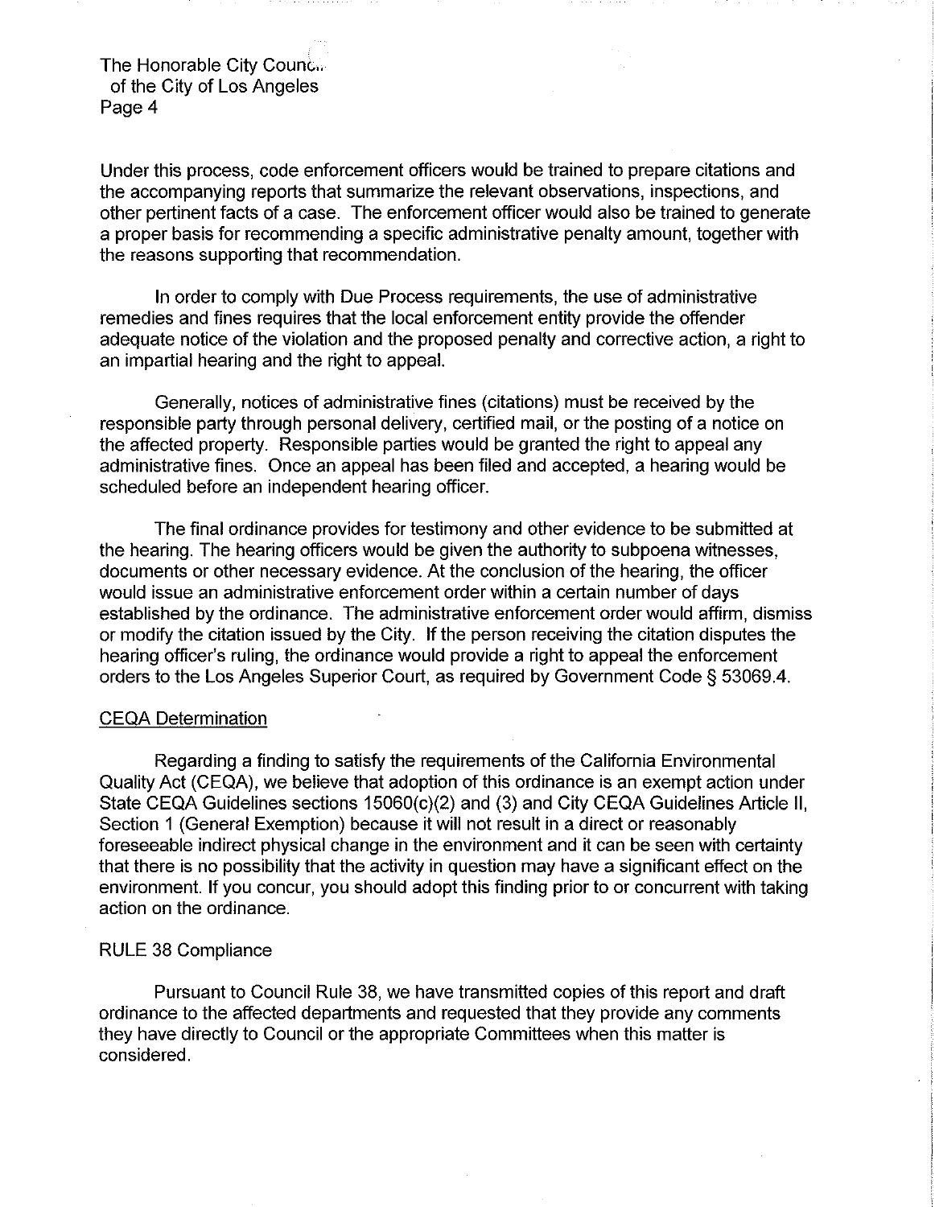Under this process, code enforcement officers would be trained to prepare citations and the accompanying reports that summarize the relevant observations, inspections, and other pertinent facts of a case. The enforcement officer would also be trained to generate a proper basis for recommending a specific administrative penalty amount, together with the reasons supporting that recommendation.

In order to comply with Due Process requirements, the use of administrative remedies and fines requires that the local enforcement entity provide the offender adequate notice of the violation and the proposed penalty and corrective action, a right to an impartial hearing and the right to appeal.

Generally, notices of administrative fines (citations) must be received by the responsible party through personal delivery, certified mail, or the posting of a notice on the affected property. Responsible parties would be granted the right to appeal any administrative fines. Once an appeal has been filed and accepted, a hearing would be scheduled before an independent hearing officer.

The final ordinance provides for testimony and other evidence to be submitted at the hearing. The hearing officers would be given the authority to subpoena witnesses, documents or other necessary evidence. At the conclusion of the hearing, the officer would issue an administrative enforcement order within a certain number of days established by the ordinance. The administrative enforcement order would affirm, dismiss or modify the citation issued by the City. If the person receiving the citation disputes the hearing officer's ruling, the ordinance would provide a right to appeal the enforcement orders to the Los Angeles Superior Court, as required by Government Code § 53069.4.

## CEQA Determination

Regarding a finding to satisfy the requirements of the California Environmental Quality Act (CEQA), we believe that adoption of this ordinance is an exempt action under State CEQA Guidelines sections 15060(c)(2) and (3) and City CEQA Guidelines Article II, Section 1 (General Exemption) because it will not result in a direct or reasonably foreseeable indirect physical change in the environment and it can be seen with certainty that there is no possibility that the activity in question may have a significant effect on the environment. If you concur, you should adopt this finding prior to or concurrent with taking action on the ordinance.

## RULE 38 Compliance

Pursuant to Council Rule 38, we have transmitted copies of this report and draft ordinance to the affected departments and requested that they provide any comments they have directly to Council or the appropriate Committees when this matter is considered.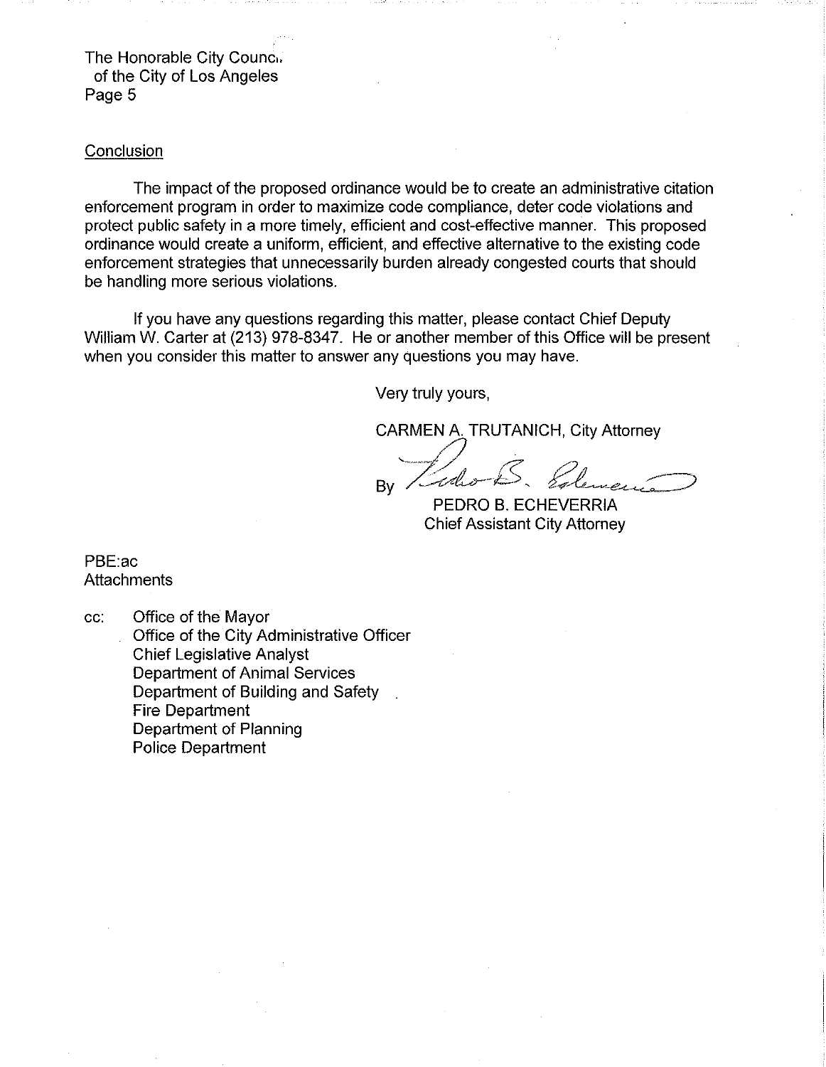The Honorable City Council
of the City of Los Angeles

## Conclusion

The impact of the proposed ordinance would be to create an administrative citation enforcement program in order to maximize code compliance, deter code violations and protect public safety in a more timely, efficient and cost-effective manner. This proposed ordinance would create a uniform, efficient, and effective alternative to the existing code enforcement strategies that unnecessarily burden already congested courts that should be handling more serious violations.

If you have any questions regarding this matter, please contact Chief Deputy William W. Carter at (213) 978-8347. He or another member of this Office will be present when you consider this matter to answer any questions you may have.

Very truly yours,

CARMEN A. TRUTANICH, City Attorney

By Pedro B. Echeverria

PEDRO B. ECHEVERRIA
Chief Assistant City Attorney

PBE:ac
Attachments

cc: Office of the Mayor
Office of the City Administrative Officer
Chief Legislative Analyst
Department of Animal Services
Department of Building and Safety
Fire Department
Department of Planning
Police Department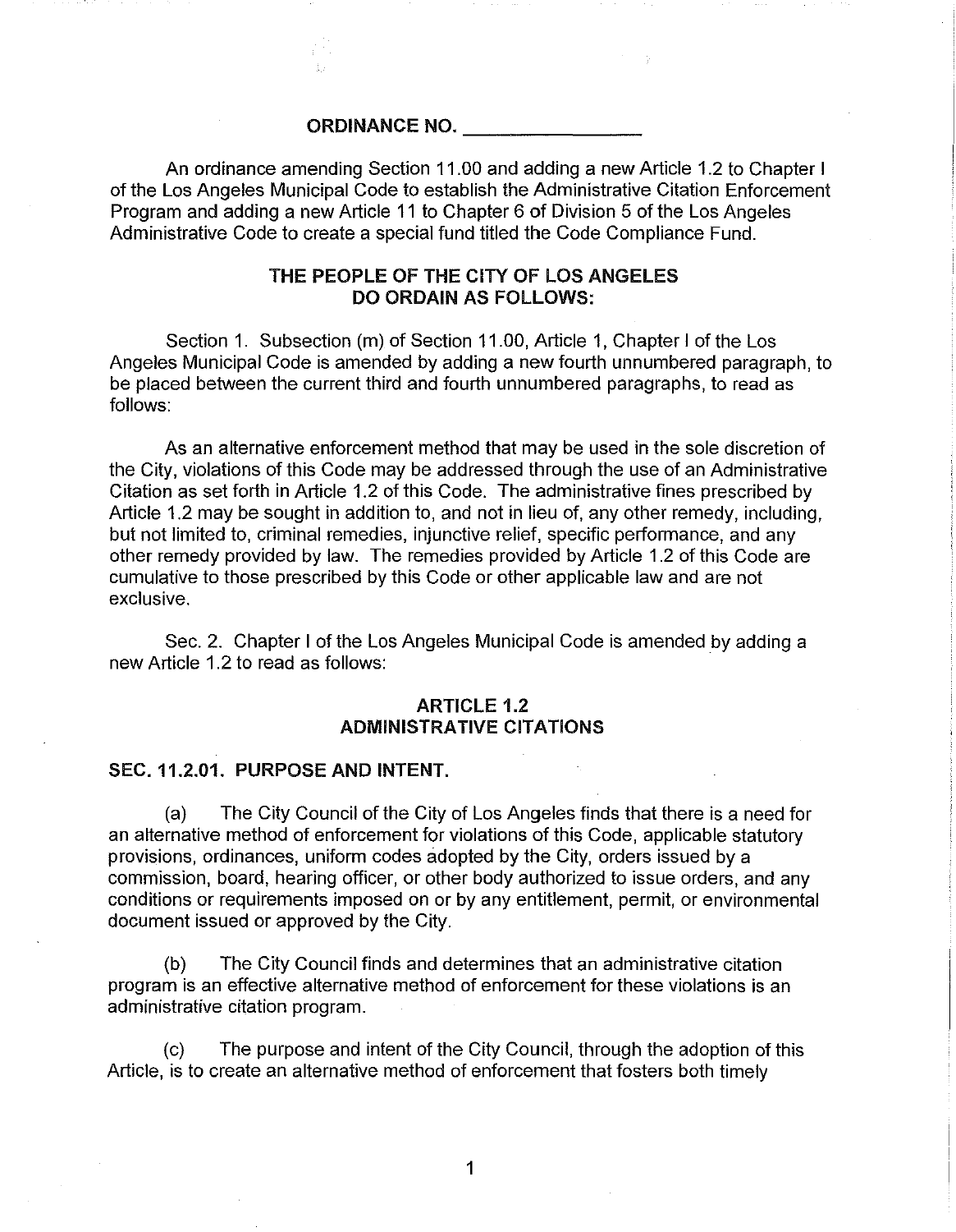**ORDINANCE NO. ________________**

An ordinance amending Section 11.00 and adding a new Article 1.2 to Chapter I of the Los Angeles Municipal Code to establish the Administrative Citation Enforcement Program and adding a new Article 11 to Chapter 6 of Division 5 of the Los Angeles Administrative Code to create a special fund titled the Code Compliance Fund.

**THE PEOPLE OF THE CITY OF LOS ANGELES DO ORDAIN AS FOLLOWS:**

Section 1. Subsection (m) of Section 11.00, Article 1, Chapter I of the Los Angeles Municipal Code is amended by adding a new fourth unnumbered paragraph, to be placed between the current third and fourth unnumbered paragraphs, to read as follows:

As an alternative enforcement method that may be used in the sole discretion of the City, violations of this Code may be addressed through the use of an Administrative Citation as set forth in Article 1.2 of this Code. The administrative fines prescribed by Article 1.2 may be sought in addition to, and not in lieu of, any other remedy, including, but not limited to, criminal remedies, injunctive relief, specific performance, and any other remedy provided by law. The remedies provided by Article 1.2 of this Code are cumulative to those prescribed by this Code or other applicable law and are not exclusive.

Sec. 2. Chapter I of the Los Angeles Municipal Code is amended by adding a new Article 1.2 to read as follows:

**ARTICLE 1.2**
**ADMINISTRATIVE CITATIONS**

**SEC. 11.2.01. PURPOSE AND INTENT.**

(a) The City Council of the City of Los Angeles finds that there is a need for an alternative method of enforcement for violations of this Code, applicable statutory provisions, ordinances, uniform codes adopted by the City, orders issued by a commission, board, hearing officer, or other body authorized to issue orders, and any conditions or requirements imposed on or by any entitlement, permit, or environmental document issued or approved by the City.

(b) The City Council finds and determines that an administrative citation program is an effective alternative method of enforcement for these violations is an administrative citation program.

(c) The purpose and intent of the City Council, through the adoption of this Article, is to create an alternative method of enforcement that fosters both timely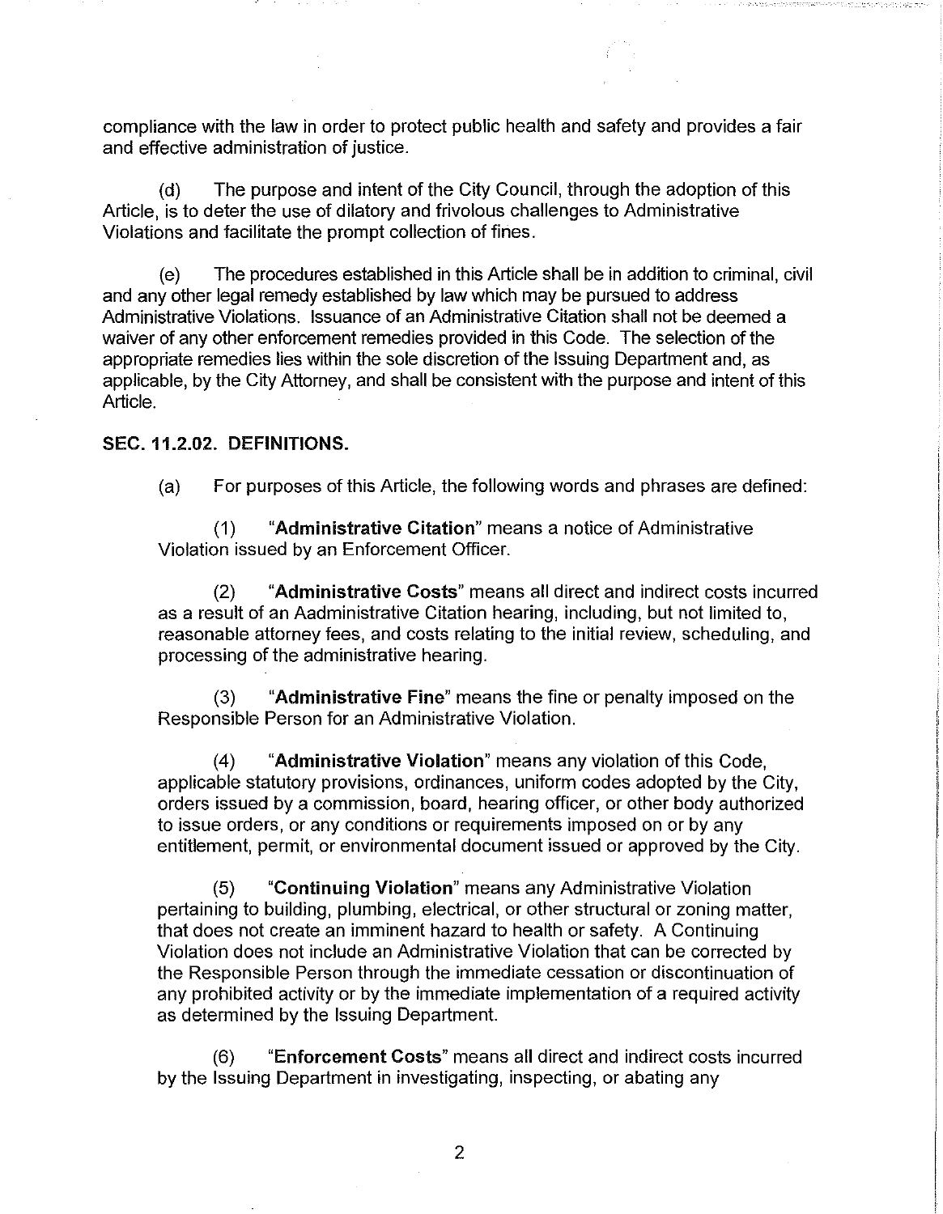compliance with the law in order to protect public health and safety and provides a fair and effective administration of justice.

(d) The purpose and intent of the City Council, through the adoption of this Article, is to deter the use of dilatory and frivolous challenges to Administrative Violations and facilitate the prompt collection of fines.

(e) The procedures established in this Article shall be in addition to criminal, civil and any other legal remedy established by law which may be pursued to address Administrative Violations. Issuance of an Administrative Citation shall not be deemed a waiver of any other enforcement remedies provided in this Code. The selection of the appropriate remedies lies within the sole discretion of the Issuing Department and, as applicable, by the City Attorney, and shall be consistent with the purpose and intent of this Article.

**SEC. 11.2.02. DEFINITIONS.**

(a) For purposes of this Article, the following words and phrases are defined:

(1) "**Administrative Citation**" means a notice of Administrative Violation issued by an Enforcement Officer.

(2) "**Administrative Costs**" means all direct and indirect costs incurred as a result of an Aadministrative Citation hearing, including, but not limited to, reasonable attorney fees, and costs relating to the initial review, scheduling, and processing of the administrative hearing.

(3) "**Administrative Fine**" means the fine or penalty imposed on the Responsible Person for an Administrative Violation.

(4) "**Administrative Violation**" means any violation of this Code, applicable statutory provisions, ordinances, uniform codes adopted by the City, orders issued by a commission, board, hearing officer, or other body authorized to issue orders, or any conditions or requirements imposed on or by any entitlement, permit, or environmental document issued or approved by the City.

(5) "**Continuing Violation**" means any Administrative Violation pertaining to building, plumbing, electrical, or other structural or zoning matter, that does not create an imminent hazard to health or safety. A Continuing Violation does not include an Administrative Violation that can be corrected by the Responsible Person through the immediate cessation or discontinuation of any prohibited activity or by the immediate implementation of a required activity as determined by the Issuing Department.

(6) "**Enforcement Costs**" means all direct and indirect costs incurred by the Issuing Department in investigating, inspecting, or abating any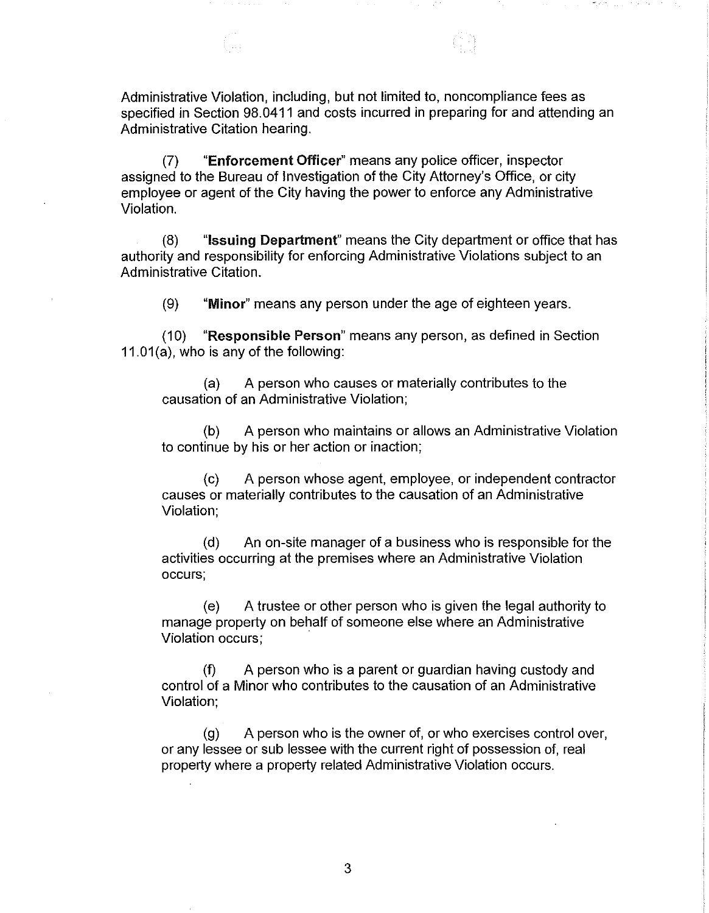Administrative Violation, including, but not limited to, noncompliance fees as specified in Section 98.0411 and costs incurred in preparing for and attending an Administrative Citation hearing.

(7) "**Enforcement Officer**" means any police officer, inspector assigned to the Bureau of Investigation of the City Attorney's Office, or city employee or agent of the City having the power to enforce any Administrative Violation.

(8) "**Issuing Department**" means the City department or office that has authority and responsibility for enforcing Administrative Violations subject to an Administrative Citation.

(9) "**Minor**" means any person under the age of eighteen years.

(10) "**Responsible Person**" means any person, as defined in Section 11.01(a), who is any of the following:

(a) A person who causes or materially contributes to the causation of an Administrative Violation;

(b) A person who maintains or allows an Administrative Violation to continue by his or her action or inaction;

(c) A person whose agent, employee, or independent contractor causes or materially contributes to the causation of an Administrative Violation;

(d) An on-site manager of a business who is responsible for the activities occurring at the premises where an Administrative Violation occurs;

(e) A trustee or other person who is given the legal authority to manage property on behalf of someone else where an Administrative Violation occurs;

(f) A person who is a parent or guardian having custody and control of a Minor who contributes to the causation of an Administrative Violation;

(g) A person who is the owner of, or who exercises control over, or any lessee or sub lessee with the current right of possession of, real property where a property related Administrative Violation occurs.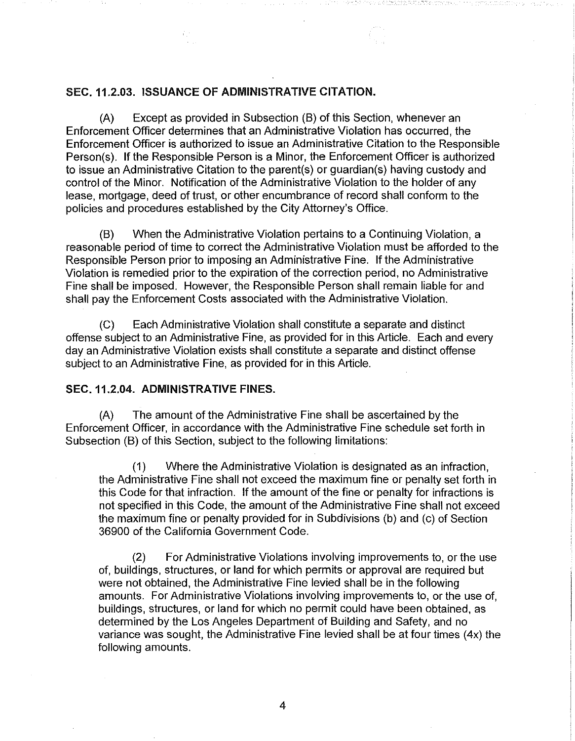### SEC. 11.2.03. ISSUANCE OF ADMINISTRATIVE CITATION.

(A) Except as provided in Subsection (B) of this Section, whenever an Enforcement Officer determines that an Administrative Violation has occurred, the Enforcement Officer is authorized to issue an Administrative Citation to the Responsible Person(s). If the Responsible Person is a Minor, the Enforcement Officer is authorized to issue an Administrative Citation to the parent(s) or guardian(s) having custody and control of the Minor. Notification of the Administrative Violation to the holder of any lease, mortgage, deed of trust, or other encumbrance of record shall conform to the policies and procedures established by the City Attorney's Office.

(B) When the Administrative Violation pertains to a Continuing Violation, a reasonable period of time to correct the Administrative Violation must be afforded to the Responsible Person prior to imposing an Administrative Fine. If the Administrative Violation is remedied prior to the expiration of the correction period, no Administrative Fine shall be imposed. However, the Responsible Person shall remain liable for and shall pay the Enforcement Costs associated with the Administrative Violation.

(C) Each Administrative Violation shall constitute a separate and distinct offense subject to an Administrative Fine, as provided for in this Article. Each and every day an Administrative Violation exists shall constitute a separate and distinct offense subject to an Administrative Fine, as provided for in this Article.

### SEC. 11.2.04. ADMINISTRATIVE FINES.

(A) The amount of the Administrative Fine shall be ascertained by the Enforcement Officer, in accordance with the Administrative Fine schedule set forth in Subsection (B) of this Section, subject to the following limitations:

(1) Where the Administrative Violation is designated as an infraction, the Administrative Fine shall not exceed the maximum fine or penalty set forth in this Code for that infraction. If the amount of the fine or penalty for infractions is not specified in this Code, the amount of the Administrative Fine shall not exceed the maximum fine or penalty provided for in Subdivisions (b) and (c) of Section 36900 of the California Government Code.

(2) For Administrative Violations involving improvements to, or the use of, buildings, structures, or land for which permits or approval are required but were not obtained, the Administrative Fine levied shall be in the following amounts. For Administrative Violations involving improvements to, or the use of, buildings, structures, or land for which no permit could have been obtained, as determined by the Los Angeles Department of Building and Safety, and no variance was sought, the Administrative Fine levied shall be at four times (4x) the following amounts.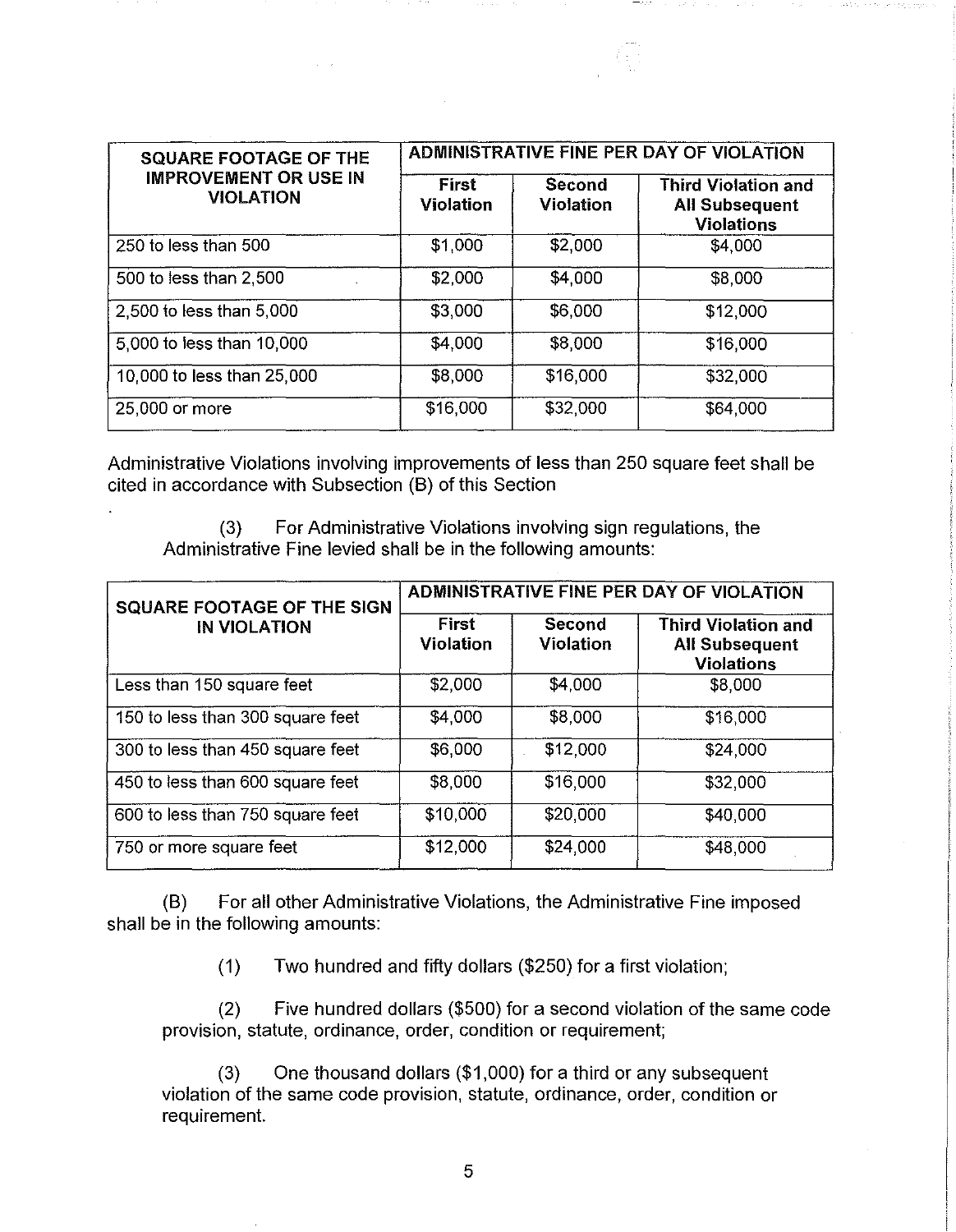| SQUARE FOOTAGE OF THE IMPROVEMENT OR USE IN VIOLATION | ADMINISTRATIVE FINE PER DAY OF VIOLATION | | |
|---|---|---|---|
| | **First Violation** | **Second Violation** | **Third Violation and All Subsequent Violations** |
| 250 to less than 500 | $1,000 | $2,000 | $4,000 |
| 500 to less than 2,500 | $2,000 | $4,000 | $8,000 |
| 2,500 to less than 5,000 | $3,000 | $6,000 | $12,000 |
| 5,000 to less than 10,000 | $4,000 | $8,000 | $16,000 |
| 10,000 to less than 25,000 | $8,000 | $16,000 | $32,000 |
| 25,000 or more | $16,000 | $32,000 | $64,000 |

Administrative Violations involving improvements of less than 250 square feet shall be cited in accordance with Subsection (B) of this Section

(3) For Administrative Violations involving sign regulations, the Administrative Fine levied shall be in the following amounts:

| SQUARE FOOTAGE OF THE SIGN IN VIOLATION | ADMINISTRATIVE FINE PER DAY OF VIOLATION | | |
|---|---|---|---|
| | **First Violation** | **Second Violation** | **Third Violation and All Subsequent Violations** |
| Less than 150 square feet | $2,000 | $4,000 | $8,000 |
| 150 to less than 300 square feet | $4,000 | $8,000 | $16,000 |
| 300 to less than 450 square feet | $6,000 | $12,000 | $24,000 |
| 450 to less than 600 square feet | $8,000 | $16,000 | $32,000 |
| 600 to less than 750 square feet | $10,000 | $20,000 | $40,000 |
| 750 or more square feet | $12,000 | $24,000 | $48,000 |

(B) For all other Administrative Violations, the Administrative Fine imposed shall be in the following amounts:

(1) Two hundred and fifty dollars ($250) for a first violation;

(2) Five hundred dollars ($500) for a second violation of the same code provision, statute, ordinance, order, condition or requirement;

(3) One thousand dollars ($1,000) for a third or any subsequent violation of the same code provision, statute, ordinance, order, condition or requirement.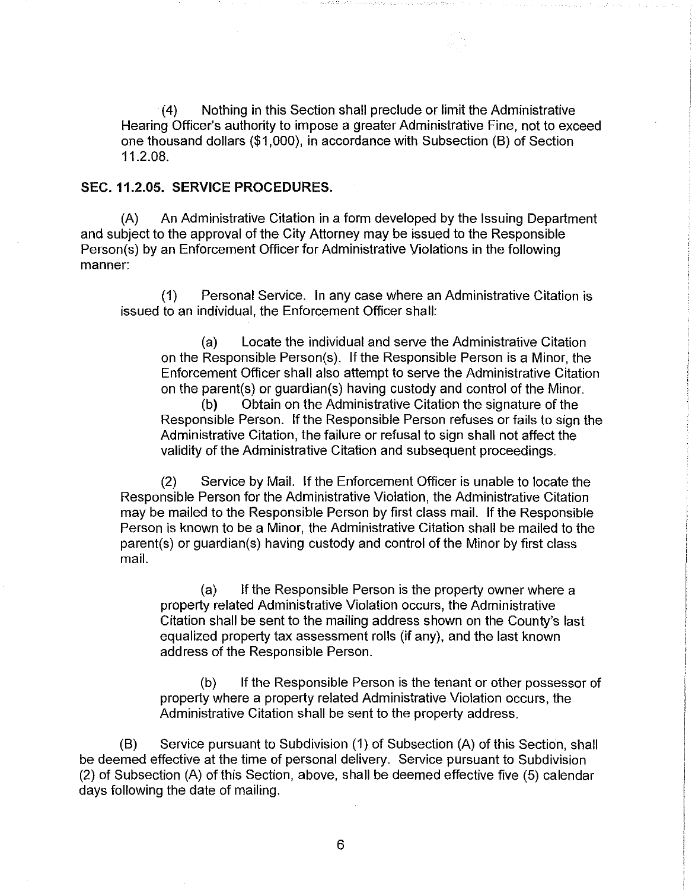(4) Nothing in this Section shall preclude or limit the Administrative Hearing Officer's authority to impose a greater Administrative Fine, not to exceed one thousand dollars ($1,000), in accordance with Subsection (B) of Section 11.2.08.

**SEC. 11.2.05. SERVICE PROCEDURES.**

(A) An Administrative Citation in a form developed by the Issuing Department and subject to the approval of the City Attorney may be issued to the Responsible Person(s) by an Enforcement Officer for Administrative Violations in the following manner:

(1) Personal Service. In any case where an Administrative Citation is issued to an individual, the Enforcement Officer shall:

(a) Locate the individual and serve the Administrative Citation on the Responsible Person(s). If the Responsible Person is a Minor, the Enforcement Officer shall also attempt to serve the Administrative Citation on the parent(s) or guardian(s) having custody and control of the Minor.

(b) Obtain on the Administrative Citation the signature of the Responsible Person. If the Responsible Person refuses or fails to sign the Administrative Citation, the failure or refusal to sign shall not affect the validity of the Administrative Citation and subsequent proceedings.

(2) Service by Mail. If the Enforcement Officer is unable to locate the Responsible Person for the Administrative Violation, the Administrative Citation may be mailed to the Responsible Person by first class mail. If the Responsible Person is known to be a Minor, the Administrative Citation shall be mailed to the parent(s) or guardian(s) having custody and control of the Minor by first class mail.

(a) If the Responsible Person is the property owner where a property related Administrative Violation occurs, the Administrative Citation shall be sent to the mailing address shown on the County's last equalized property tax assessment rolls (if any), and the last known address of the Responsible Person.

(b) If the Responsible Person is the tenant or other possessor of property where a property related Administrative Violation occurs, the Administrative Citation shall be sent to the property address.

(B) Service pursuant to Subdivision (1) of Subsection (A) of this Section, shall be deemed effective at the time of personal delivery. Service pursuant to Subdivision (2) of Subsection (A) of this Section, above, shall be deemed effective five (5) calendar days following the date of mailing.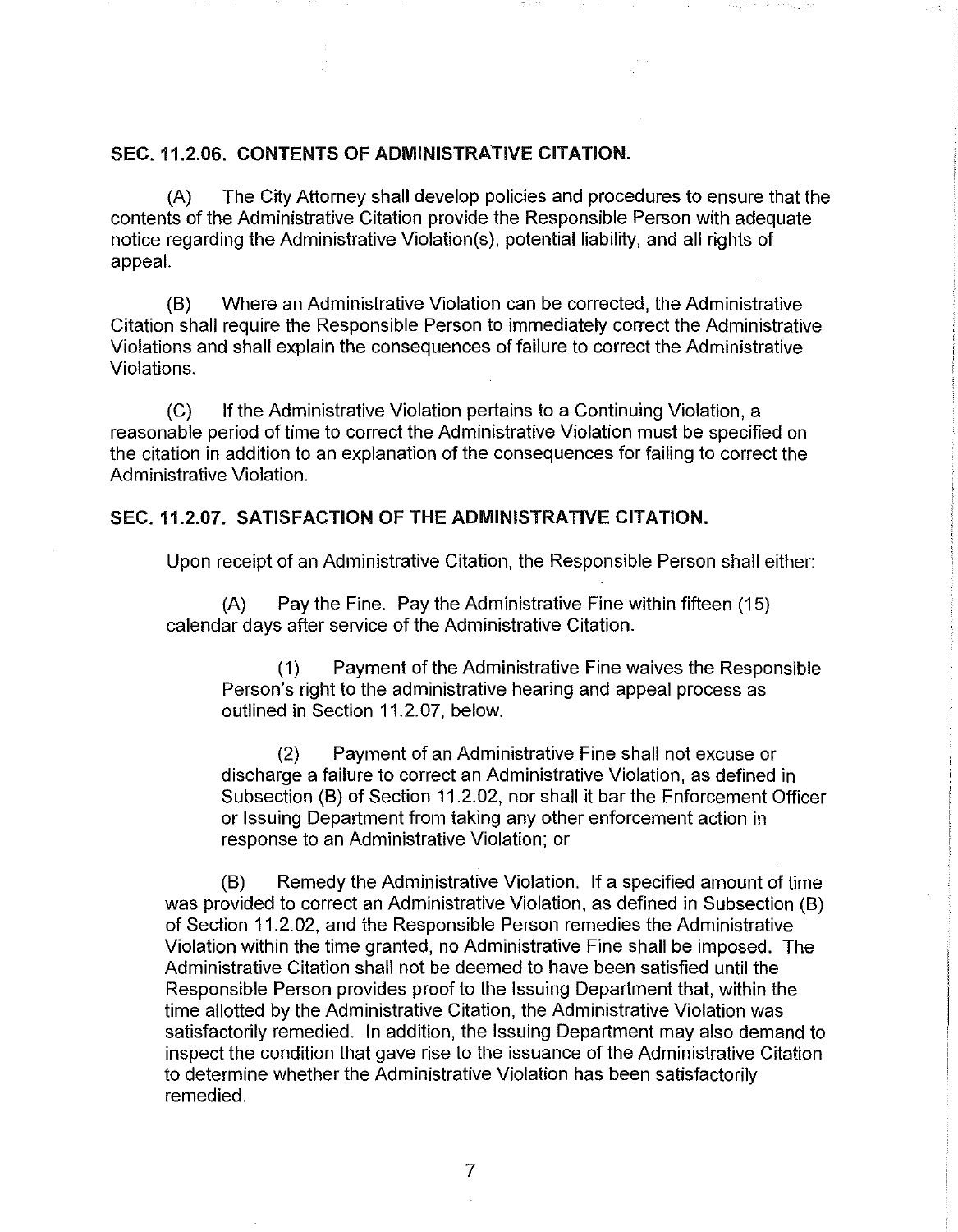## SEC. 11.2.06. CONTENTS OF ADMINISTRATIVE CITATION.

(A) The City Attorney shall develop policies and procedures to ensure that the contents of the Administrative Citation provide the Responsible Person with adequate notice regarding the Administrative Violation(s), potential liability, and all rights of appeal.

(B) Where an Administrative Violation can be corrected, the Administrative Citation shall require the Responsible Person to immediately correct the Administrative Violations and shall explain the consequences of failure to correct the Administrative Violations.

(C) If the Administrative Violation pertains to a Continuing Violation, a reasonable period of time to correct the Administrative Violation must be specified on the citation in addition to an explanation of the consequences for failing to correct the Administrative Violation.

## SEC. 11.2.07. SATISFACTION OF THE ADMINISTRATIVE CITATION.

Upon receipt of an Administrative Citation, the Responsible Person shall either:

(A) Pay the Fine. Pay the Administrative Fine within fifteen (15) calendar days after service of the Administrative Citation.

(1) Payment of the Administrative Fine waives the Responsible Person's right to the administrative hearing and appeal process as outlined in Section 11.2.07, below.

(2) Payment of an Administrative Fine shall not excuse or discharge a failure to correct an Administrative Violation, as defined in Subsection (B) of Section 11.2.02, nor shall it bar the Enforcement Officer or Issuing Department from taking any other enforcement action in response to an Administrative Violation; or

(B) Remedy the Administrative Violation. If a specified amount of time was provided to correct an Administrative Violation, as defined in Subsection (B) of Section 11.2.02, and the Responsible Person remedies the Administrative Violation within the time granted, no Administrative Fine shall be imposed. The Administrative Citation shall not be deemed to have been satisfied until the Responsible Person provides proof to the Issuing Department that, within the time allotted by the Administrative Citation, the Administrative Violation was satisfactorily remedied. In addition, the Issuing Department may also demand to inspect the condition that gave rise to the issuance of the Administrative Citation to determine whether the Administrative Violation has been satisfactorily remedied.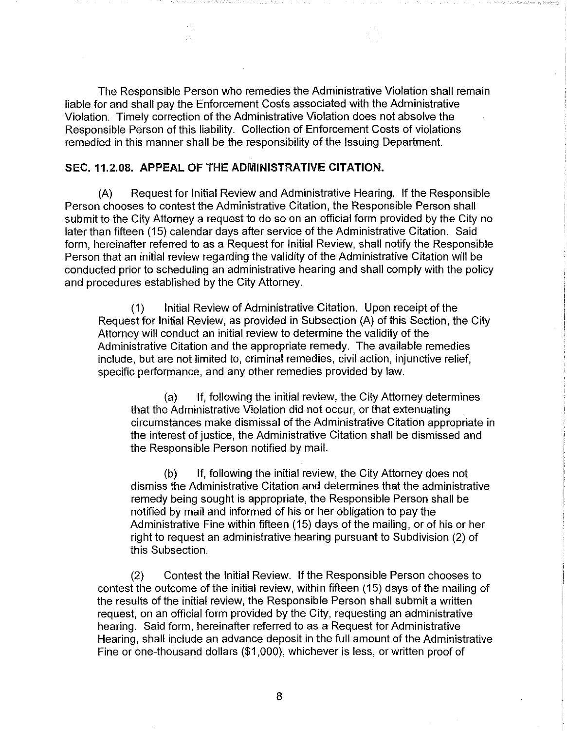The Responsible Person who remedies the Administrative Violation shall remain liable for and shall pay the Enforcement Costs associated with the Administrative Violation. Timely correction of the Administrative Violation does not absolve the Responsible Person of this liability. Collection of Enforcement Costs of violations remedied in this manner shall be the responsibility of the Issuing Department.

**SEC. 11.2.08. APPEAL OF THE ADMINISTRATIVE CITATION.**

(A) Request for Initial Review and Administrative Hearing. If the Responsible Person chooses to contest the Administrative Citation, the Responsible Person shall submit to the City Attorney a request to do so on an official form provided by the City no later than fifteen (15) calendar days after service of the Administrative Citation. Said form, hereinafter referred to as a Request for Initial Review, shall notify the Responsible Person that an initial review regarding the validity of the Administrative Citation will be conducted prior to scheduling an administrative hearing and shall comply with the policy and procedures established by the City Attorney.

(1) Initial Review of Administrative Citation. Upon receipt of the Request for Initial Review, as provided in Subsection (A) of this Section, the City Attorney will conduct an initial review to determine the validity of the Administrative Citation and the appropriate remedy. The available remedies include, but are not limited to, criminal remedies, civil action, injunctive relief, specific performance, and any other remedies provided by law.

(a) If, following the initial review, the City Attorney determines that the Administrative Violation did not occur, or that extenuating circumstances make dismissal of the Administrative Citation appropriate in the interest of justice, the Administrative Citation shall be dismissed and the Responsible Person notified by mail.

(b) If, following the initial review, the City Attorney does not dismiss the Administrative Citation and determines that the administrative remedy being sought is appropriate, the Responsible Person shall be notified by mail and informed of his or her obligation to pay the Administrative Fine within fifteen (15) days of the mailing, or of his or her right to request an administrative hearing pursuant to Subdivision (2) of this Subsection.

(2) Contest the Initial Review. If the Responsible Person chooses to contest the outcome of the initial review, within fifteen (15) days of the mailing of the results of the initial review, the Responsible Person shall submit a written request, on an official form provided by the City, requesting an administrative hearing. Said form, hereinafter referred to as a Request for Administrative Hearing, shall include an advance deposit in the full amount of the Administrative Fine or one-thousand dollars ($1,000), whichever is less, or written proof of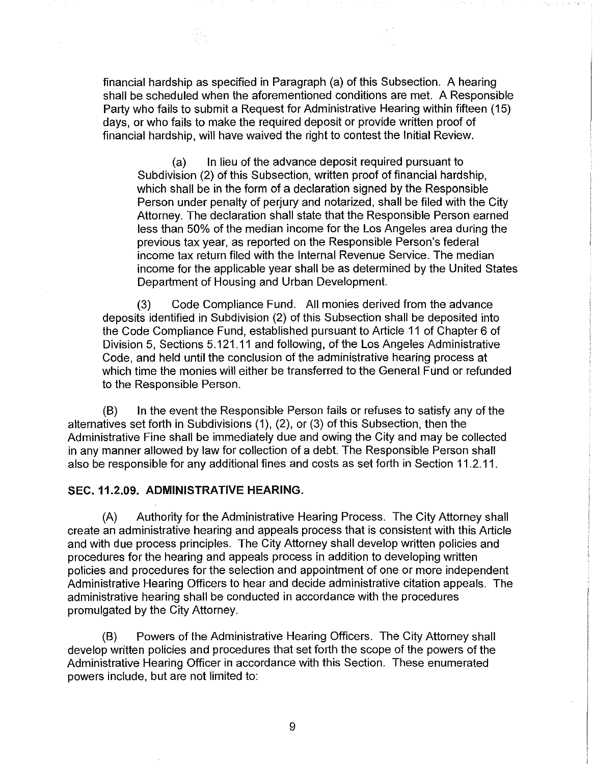financial hardship as specified in Paragraph (a) of this Subsection. A hearing shall be scheduled when the aforementioned conditions are met. A Responsible Party who fails to submit a Request for Administrative Hearing within fifteen (15) days, or who fails to make the required deposit or provide written proof of financial hardship, will have waived the right to contest the Initial Review.

(a) In lieu of the advance deposit required pursuant to Subdivision (2) of this Subsection, written proof of financial hardship, which shall be in the form of a declaration signed by the Responsible Person under penalty of perjury and notarized, shall be filed with the City Attorney. The declaration shall state that the Responsible Person earned less than 50% of the median income for the Los Angeles area during the previous tax year, as reported on the Responsible Person's federal income tax return filed with the Internal Revenue Service. The median income for the applicable year shall be as determined by the United States Department of Housing and Urban Development.

(3) Code Compliance Fund. All monies derived from the advance deposits identified in Subdivision (2) of this Subsection shall be deposited into the Code Compliance Fund, established pursuant to Article 11 of Chapter 6 of Division 5, Sections 5.121.11 and following, of the Los Angeles Administrative Code, and held until the conclusion of the administrative hearing process at which time the monies will either be transferred to the General Fund or refunded to the Responsible Person.

(B) In the event the Responsible Person fails or refuses to satisfy any of the alternatives set forth in Subdivisions (1), (2), or (3) of this Subsection, then the Administrative Fine shall be immediately due and owing the City and may be collected in any manner allowed by law for collection of a debt. The Responsible Person shall also be responsible for any additional fines and costs as set forth in Section 11.2.11.

**SEC. 11.2.09. ADMINISTRATIVE HEARING.**

(A) Authority for the Administrative Hearing Process. The City Attorney shall create an administrative hearing and appeals process that is consistent with this Article and with due process principles. The City Attorney shall develop written policies and procedures for the hearing and appeals process in addition to developing written policies and procedures for the selection and appointment of one or more independent Administrative Hearing Officers to hear and decide administrative citation appeals. The administrative hearing shall be conducted in accordance with the procedures promulgated by the City Attorney.

(B) Powers of the Administrative Hearing Officers. The City Attorney shall develop written policies and procedures that set forth the scope of the powers of the Administrative Hearing Officer in accordance with this Section. These enumerated powers include, but are not limited to: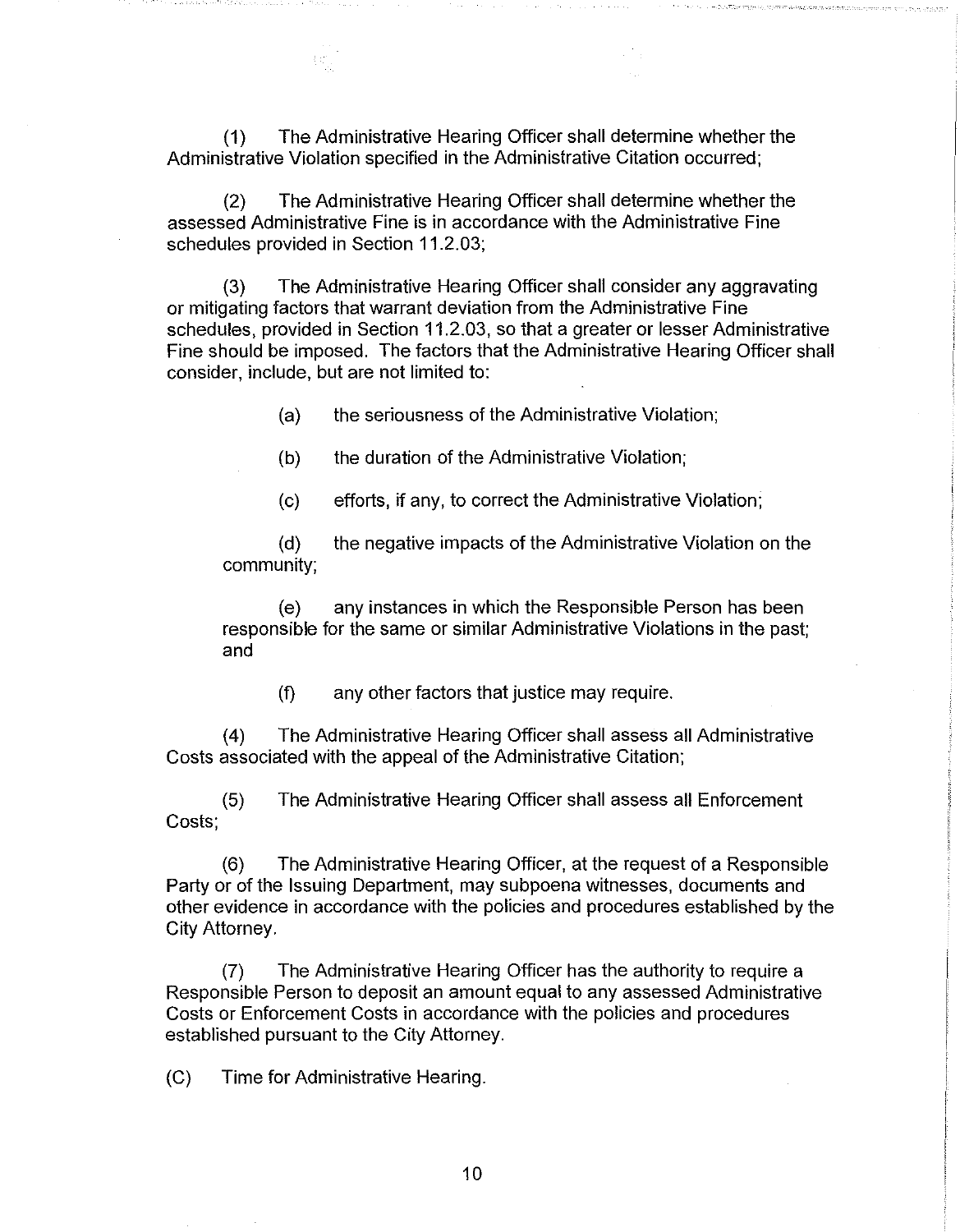(1) The Administrative Hearing Officer shall determine whether the Administrative Violation specified in the Administrative Citation occurred;

(2) The Administrative Hearing Officer shall determine whether the assessed Administrative Fine is in accordance with the Administrative Fine schedules provided in Section 11.2.03;

(3) The Administrative Hearing Officer shall consider any aggravating or mitigating factors that warrant deviation from the Administrative Fine schedules, provided in Section 11.2.03, so that a greater or lesser Administrative Fine should be imposed. The factors that the Administrative Hearing Officer shall consider, include, but are not limited to:

> (a) the seriousness of the Administrative Violation;
>
> (b) the duration of the Administrative Violation;
>
> (c) efforts, if any, to correct the Administrative Violation;
>
> (d) the negative impacts of the Administrative Violation on the community;
>
> (e) any instances in which the Responsible Person has been responsible for the same or similar Administrative Violations in the past; and
>
> (f) any other factors that justice may require.

(4) The Administrative Hearing Officer shall assess all Administrative Costs associated with the appeal of the Administrative Citation;

(5) The Administrative Hearing Officer shall assess all Enforcement Costs;

(6) The Administrative Hearing Officer, at the request of a Responsible Party or of the Issuing Department, may subpoena witnesses, documents and other evidence in accordance with the policies and procedures established by the City Attorney.

(7) The Administrative Hearing Officer has the authority to require a Responsible Person to deposit an amount equal to any assessed Administrative Costs or Enforcement Costs in accordance with the policies and procedures established pursuant to the City Attorney.

(C) Time for Administrative Hearing.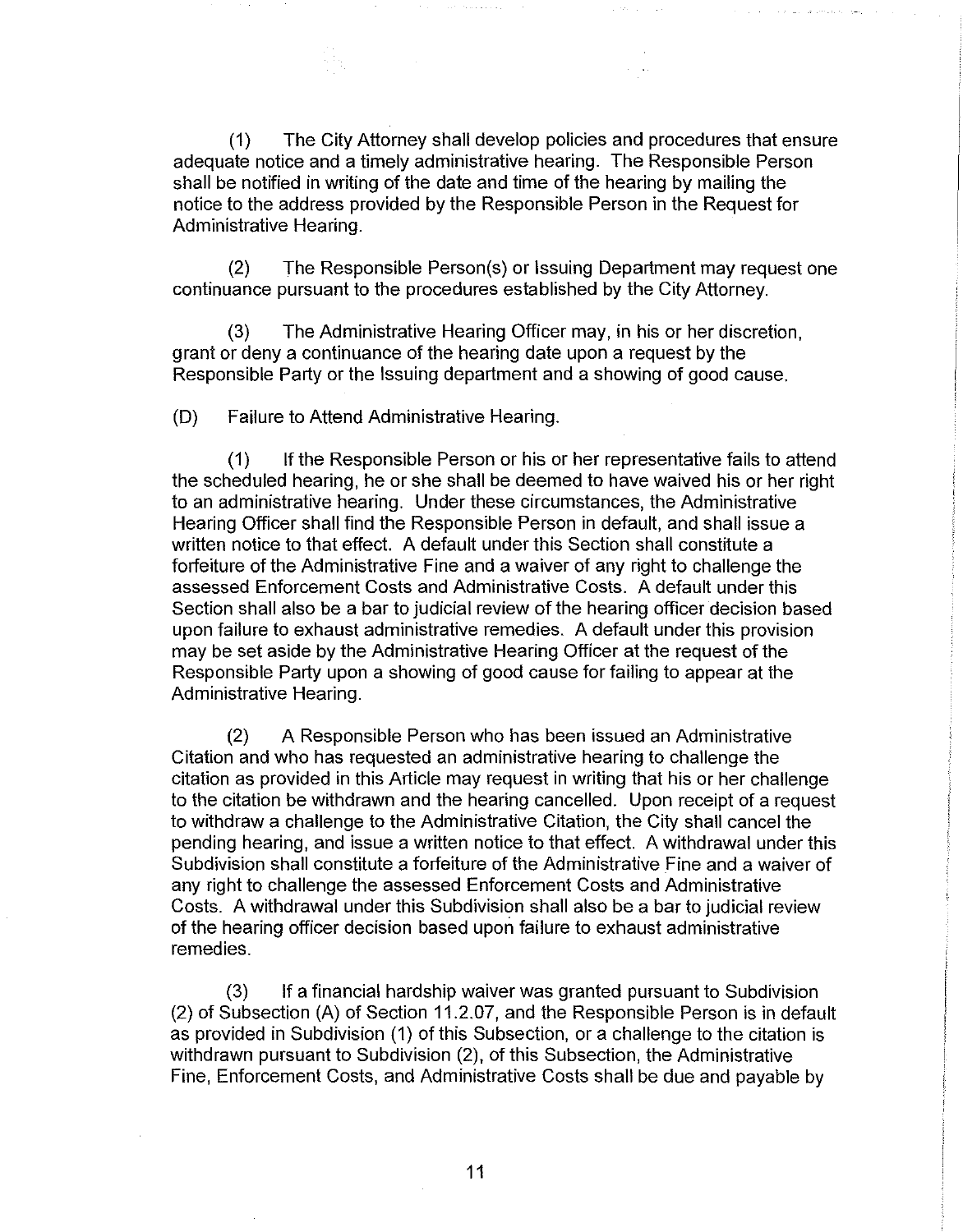(1) The City Attorney shall develop policies and procedures that ensure adequate notice and a timely administrative hearing. The Responsible Person shall be notified in writing of the date and time of the hearing by mailing the notice to the address provided by the Responsible Person in the Request for Administrative Hearing.

(2) The Responsible Person(s) or Issuing Department may request one continuance pursuant to the procedures established by the City Attorney.

(3) The Administrative Hearing Officer may, in his or her discretion, grant or deny a continuance of the hearing date upon a request by the Responsible Party or the Issuing department and a showing of good cause.

(D) Failure to Attend Administrative Hearing.

(1) If the Responsible Person or his or her representative fails to attend the scheduled hearing, he or she shall be deemed to have waived his or her right to an administrative hearing. Under these circumstances, the Administrative Hearing Officer shall find the Responsible Person in default, and shall issue a written notice to that effect. A default under this Section shall constitute a forfeiture of the Administrative Fine and a waiver of any right to challenge the assessed Enforcement Costs and Administrative Costs. A default under this Section shall also be a bar to judicial review of the hearing officer decision based upon failure to exhaust administrative remedies. A default under this provision may be set aside by the Administrative Hearing Officer at the request of the Responsible Party upon a showing of good cause for failing to appear at the Administrative Hearing.

(2) A Responsible Person who has been issued an Administrative Citation and who has requested an administrative hearing to challenge the citation as provided in this Article may request in writing that his or her challenge to the citation be withdrawn and the hearing cancelled. Upon receipt of a request to withdraw a challenge to the Administrative Citation, the City shall cancel the pending hearing, and issue a written notice to that effect. A withdrawal under this Subdivision shall constitute a forfeiture of the Administrative Fine and a waiver of any right to challenge the assessed Enforcement Costs and Administrative Costs. A withdrawal under this Subdivision shall also be a bar to judicial review of the hearing officer decision based upon failure to exhaust administrative remedies.

(3) If a financial hardship waiver was granted pursuant to Subdivision (2) of Subsection (A) of Section 11.2.07, and the Responsible Person is in default as provided in Subdivision (1) of this Subsection, or a challenge to the citation is withdrawn pursuant to Subdivision (2), of this Subsection, the Administrative Fine, Enforcement Costs, and Administrative Costs shall be due and payable by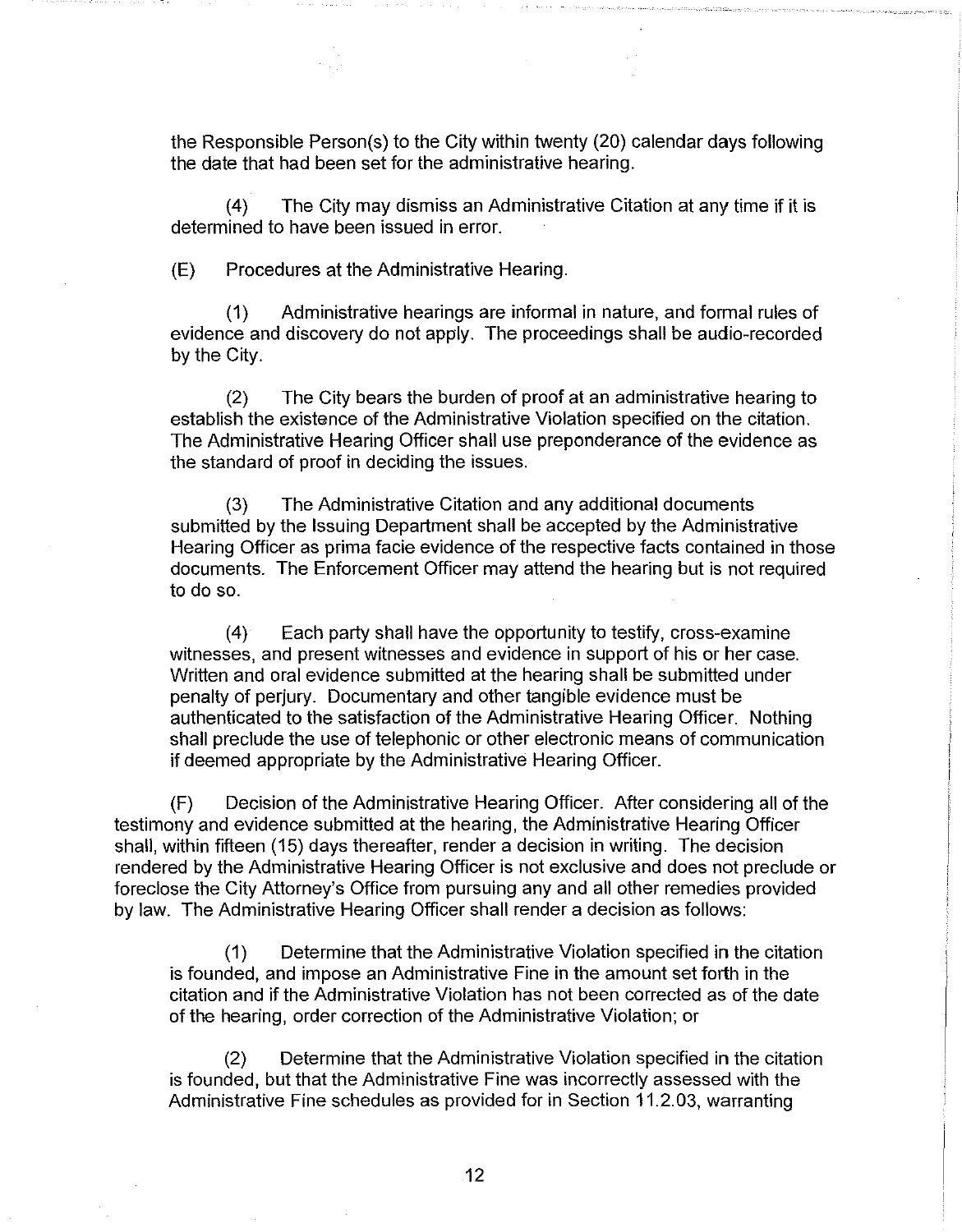the Responsible Person(s) to the City within twenty (20) calendar days following the date that had been set for the administrative hearing.

(4) The City may dismiss an Administrative Citation at any time if it is determined to have been issued in error.

(E) Procedures at the Administrative Hearing.

(1) Administrative hearings are informal in nature, and formal rules of evidence and discovery do not apply. The proceedings shall be audio-recorded by the City.

(2) The City bears the burden of proof at an administrative hearing to establish the existence of the Administrative Violation specified on the citation. The Administrative Hearing Officer shall use preponderance of the evidence as the standard of proof in deciding the issues.

(3) The Administrative Citation and any additional documents submitted by the Issuing Department shall be accepted by the Administrative Hearing Officer as prima facie evidence of the respective facts contained in those documents. The Enforcement Officer may attend the hearing but is not required to do so.

(4) Each party shall have the opportunity to testify, cross-examine witnesses, and present witnesses and evidence in support of his or her case. Written and oral evidence submitted at the hearing shall be submitted under penalty of perjury. Documentary and other tangible evidence must be authenticated to the satisfaction of the Administrative Hearing Officer. Nothing shall preclude the use of telephonic or other electronic means of communication if deemed appropriate by the Administrative Hearing Officer.

(F) Decision of the Administrative Hearing Officer. After considering all of the testimony and evidence submitted at the hearing, the Administrative Hearing Officer shall, within fifteen (15) days thereafter, render a decision in writing. The decision rendered by the Administrative Hearing Officer is not exclusive and does not preclude or foreclose the City Attorney's Office from pursuing any and all other remedies provided by law. The Administrative Hearing Officer shall render a decision as follows:

(1) Determine that the Administrative Violation specified in the citation is founded, and impose an Administrative Fine in the amount set forth in the citation and if the Administrative Violation has not been corrected as of the date of the hearing, order correction of the Administrative Violation; or

(2) Determine that the Administrative Violation specified in the citation is founded, but that the Administrative Fine was incorrectly assessed with the Administrative Fine schedules as provided for in Section 11.2.03, warranting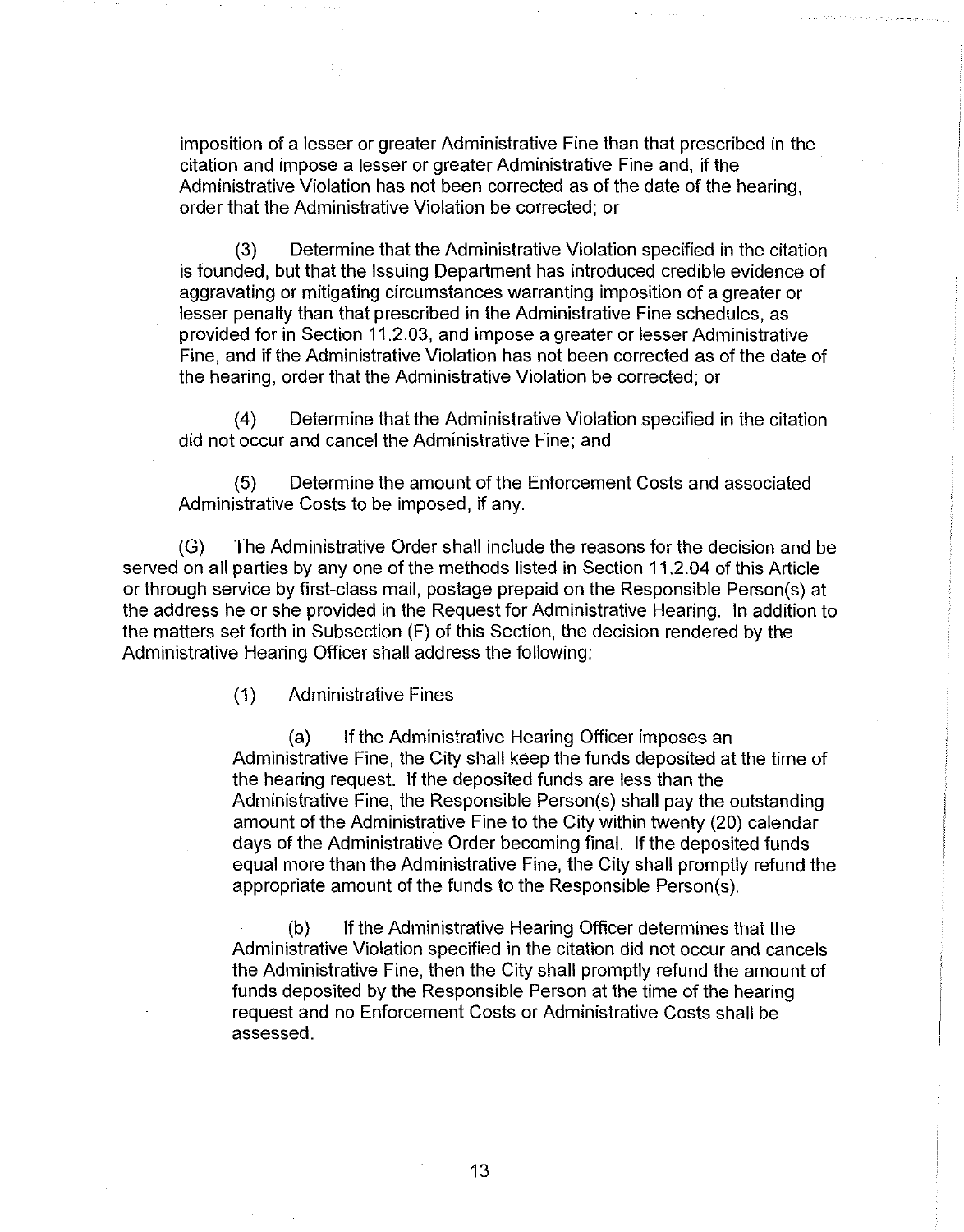imposition of a lesser or greater Administrative Fine than that prescribed in the citation and impose a lesser or greater Administrative Fine and, if the Administrative Violation has not been corrected as of the date of the hearing, order that the Administrative Violation be corrected; or

(3) Determine that the Administrative Violation specified in the citation is founded, but that the Issuing Department has introduced credible evidence of aggravating or mitigating circumstances warranting imposition of a greater or lesser penalty than that prescribed in the Administrative Fine schedules, as provided for in Section 11.2.03, and impose a greater or lesser Administrative Fine, and if the Administrative Violation has not been corrected as of the date of the hearing, order that the Administrative Violation be corrected; or

(4) Determine that the Administrative Violation specified in the citation did not occur and cancel the Administrative Fine; and

(5) Determine the amount of the Enforcement Costs and associated Administrative Costs to be imposed, if any.

(G) The Administrative Order shall include the reasons for the decision and be served on all parties by any one of the methods listed in Section 11.2.04 of this Article or through service by first-class mail, postage prepaid on the Responsible Person(s) at the address he or she provided in the Request for Administrative Hearing. In addition to the matters set forth in Subsection (F) of this Section, the decision rendered by the Administrative Hearing Officer shall address the following:

(1) Administrative Fines

(a) If the Administrative Hearing Officer imposes an Administrative Fine, the City shall keep the funds deposited at the time of the hearing request. If the deposited funds are less than the Administrative Fine, the Responsible Person(s) shall pay the outstanding amount of the Administrative Fine to the City within twenty (20) calendar days of the Administrative Order becoming final. If the deposited funds equal more than the Administrative Fine, the City shall promptly refund the appropriate amount of the funds to the Responsible Person(s).

(b) If the Administrative Hearing Officer determines that the Administrative Violation specified in the citation did not occur and cancels the Administrative Fine, then the City shall promptly refund the amount of funds deposited by the Responsible Person at the time of the hearing request and no Enforcement Costs or Administrative Costs shall be assessed.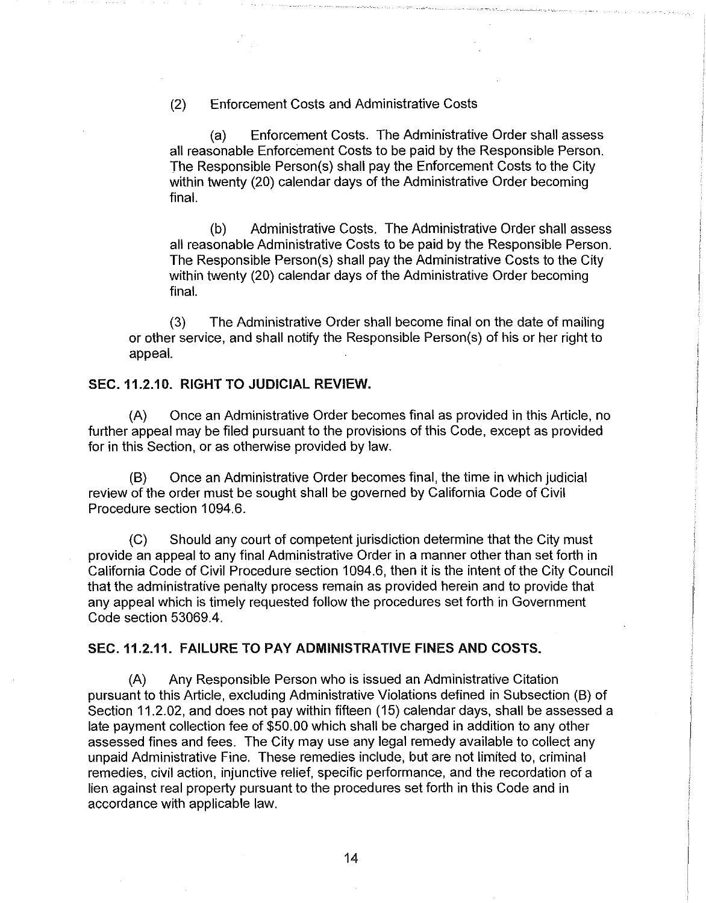(2) Enforcement Costs and Administrative Costs

(a) Enforcement Costs. The Administrative Order shall assess all reasonable Enforcement Costs to be paid by the Responsible Person. The Responsible Person(s) shall pay the Enforcement Costs to the City within twenty (20) calendar days of the Administrative Order becoming final.

(b) Administrative Costs. The Administrative Order shall assess all reasonable Administrative Costs to be paid by the Responsible Person. The Responsible Person(s) shall pay the Administrative Costs to the City within twenty (20) calendar days of the Administrative Order becoming final.

(3) The Administrative Order shall become final on the date of mailing or other service, and shall notify the Responsible Person(s) of his or her right to appeal.

**SEC. 11.2.10. RIGHT TO JUDICIAL REVIEW.**

(A) Once an Administrative Order becomes final as provided in this Article, no further appeal may be filed pursuant to the provisions of this Code, except as provided for in this Section, or as otherwise provided by law.

(B) Once an Administrative Order becomes final, the time in which judicial review of the order must be sought shall be governed by California Code of Civil Procedure section 1094.6.

(C) Should any court of competent jurisdiction determine that the City must provide an appeal to any final Administrative Order in a manner other than set forth in California Code of Civil Procedure section 1094.6, then it is the intent of the City Council that the administrative penalty process remain as provided herein and to provide that any appeal which is timely requested follow the procedures set forth in Government Code section 53069.4.

**SEC. 11.2.11. FAILURE TO PAY ADMINISTRATIVE FINES AND COSTS.**

(A) Any Responsible Person who is issued an Administrative Citation pursuant to this Article, excluding Administrative Violations defined in Subsection (B) of Section 11.2.02, and does not pay within fifteen (15) calendar days, shall be assessed a late payment collection fee of $50.00 which shall be charged in addition to any other assessed fines and fees. The City may use any legal remedy available to collect any unpaid Administrative Fine. These remedies include, but are not limited to, criminal remedies, civil action, injunctive relief, specific performance, and the recordation of a lien against real property pursuant to the procedures set forth in this Code and in accordance with applicable law.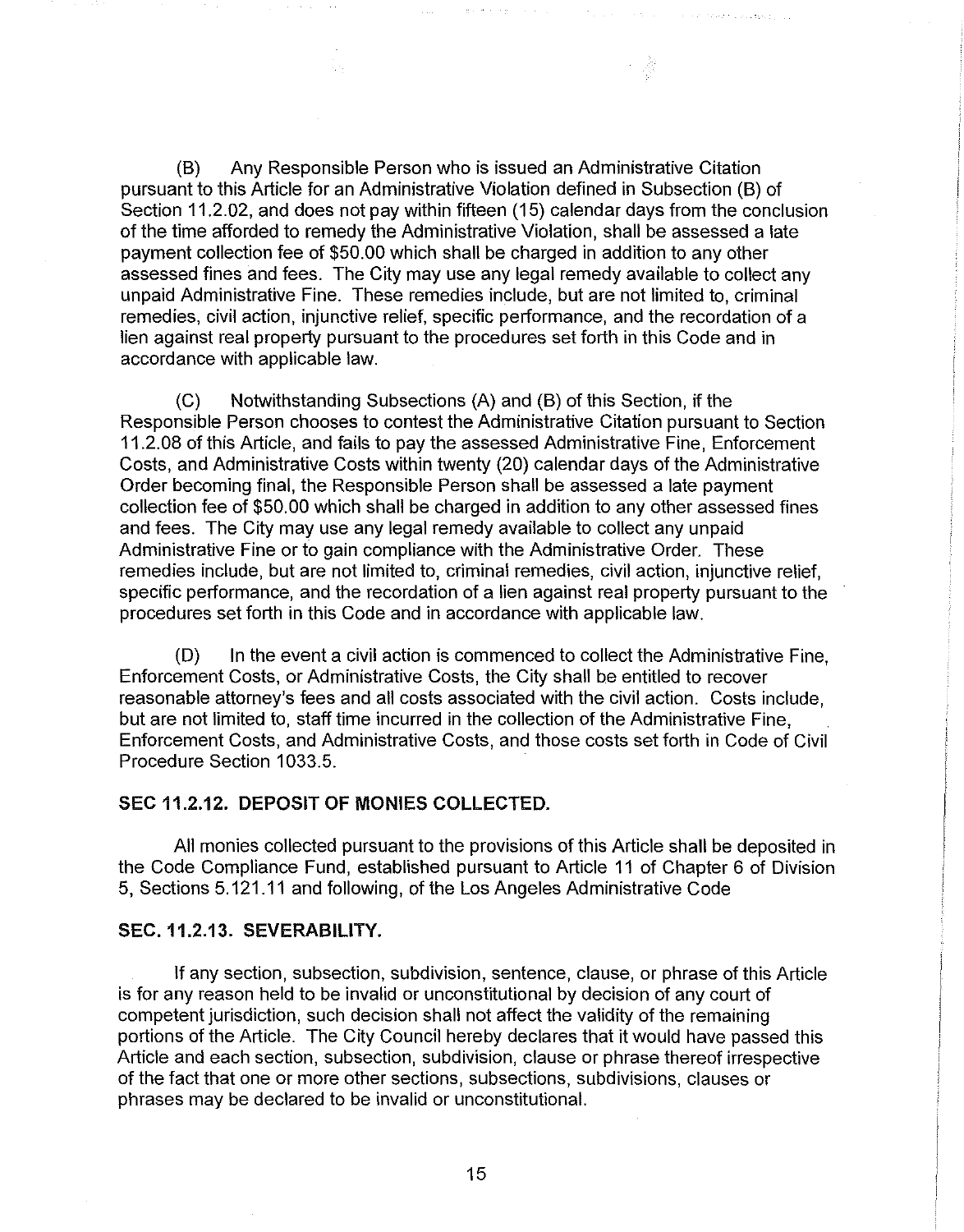(B) Any Responsible Person who is issued an Administrative Citation pursuant to this Article for an Administrative Violation defined in Subsection (B) of Section 11.2.02, and does not pay within fifteen (15) calendar days from the conclusion of the time afforded to remedy the Administrative Violation, shall be assessed a late payment collection fee of $50.00 which shall be charged in addition to any other assessed fines and fees. The City may use any legal remedy available to collect any unpaid Administrative Fine. These remedies include, but are not limited to, criminal remedies, civil action, injunctive relief, specific performance, and the recordation of a lien against real property pursuant to the procedures set forth in this Code and in accordance with applicable law.

(C) Notwithstanding Subsections (A) and (B) of this Section, if the Responsible Person chooses to contest the Administrative Citation pursuant to Section 11.2.08 of this Article, and fails to pay the assessed Administrative Fine, Enforcement Costs, and Administrative Costs within twenty (20) calendar days of the Administrative Order becoming final, the Responsible Person shall be assessed a late payment collection fee of $50.00 which shall be charged in addition to any other assessed fines and fees. The City may use any legal remedy available to collect any unpaid Administrative Fine or to gain compliance with the Administrative Order. These remedies include, but are not limited to, criminal remedies, civil action, injunctive relief, specific performance, and the recordation of a lien against real property pursuant to the procedures set forth in this Code and in accordance with applicable law.

(D) In the event a civil action is commenced to collect the Administrative Fine, Enforcement Costs, or Administrative Costs, the City shall be entitled to recover reasonable attorney's fees and all costs associated with the civil action. Costs include, but are not limited to, staff time incurred in the collection of the Administrative Fine, Enforcement Costs, and Administrative Costs, and those costs set forth in Code of Civil Procedure Section 1033.5.

### SEC 11.2.12. DEPOSIT OF MONIES COLLECTED.

All monies collected pursuant to the provisions of this Article shall be deposited in the Code Compliance Fund, established pursuant to Article 11 of Chapter 6 of Division 5, Sections 5.121.11 and following, of the Los Angeles Administrative Code

### SEC. 11.2.13. SEVERABILITY.

If any section, subsection, subdivision, sentence, clause, or phrase of this Article is for any reason held to be invalid or unconstitutional by decision of any court of competent jurisdiction, such decision shall not affect the validity of the remaining portions of the Article. The City Council hereby declares that it would have passed this Article and each section, subsection, subdivision, clause or phrase thereof irrespective of the fact that one or more other sections, subsections, subdivisions, clauses or phrases may be declared to be invalid or unconstitutional.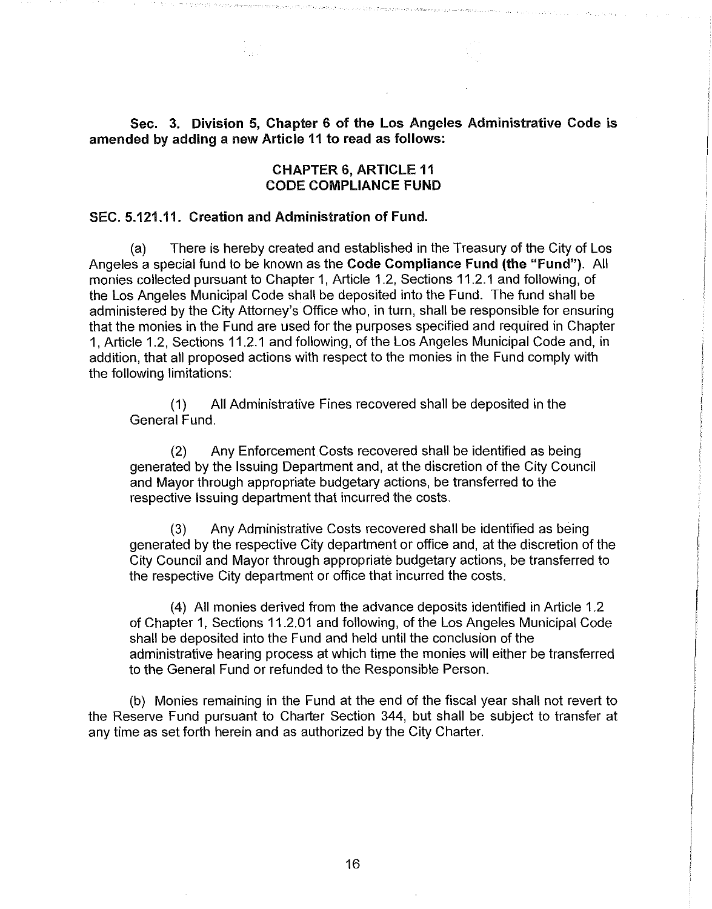**Sec. 3. Division 5, Chapter 6 of the Los Angeles Administrative Code is amended by adding a new Article 11 to read as follows:**

**CHAPTER 6, ARTICLE 11**
**CODE COMPLIANCE FUND**

**SEC. 5.121.11. Creation and Administration of Fund.**

(a) There is hereby created and established in the Treasury of the City of Los Angeles a special fund to be known as the **Code Compliance Fund (the "Fund")**. All monies collected pursuant to Chapter 1, Article 1.2, Sections 11.2.1 and following, of the Los Angeles Municipal Code shall be deposited into the Fund. The fund shall be administered by the City Attorney's Office who, in turn, shall be responsible for ensuring that the monies in the Fund are used for the purposes specified and required in Chapter 1, Article 1.2, Sections 11.2.1 and following, of the Los Angeles Municipal Code and, in addition, that all proposed actions with respect to the monies in the Fund comply with the following limitations:

(1) All Administrative Fines recovered shall be deposited in the General Fund.

(2) Any Enforcement Costs recovered shall be identified as being generated by the Issuing Department and, at the discretion of the City Council and Mayor through appropriate budgetary actions, be transferred to the respective Issuing department that incurred the costs.

(3) Any Administrative Costs recovered shall be identified as being generated by the respective City department or office and, at the discretion of the City Council and Mayor through appropriate budgetary actions, be transferred to the respective City department or office that incurred the costs.

(4) All monies derived from the advance deposits identified in Article 1.2 of Chapter 1, Sections 11.2.01 and following, of the Los Angeles Municipal Code shall be deposited into the Fund and held until the conclusion of the administrative hearing process at which time the monies will either be transferred to the General Fund or refunded to the Responsible Person.

(b) Monies remaining in the Fund at the end of the fiscal year shall not revert to the Reserve Fund pursuant to Charter Section 344, but shall be subject to transfer at any time as set forth herein and as authorized by the City Charter.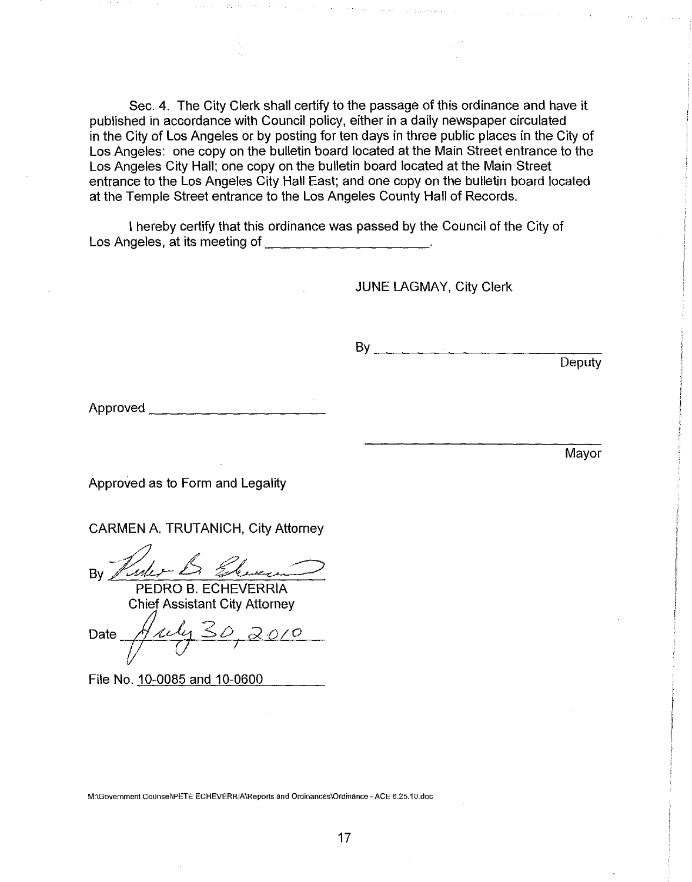Sec. 4. The City Clerk shall certify to the passage of this ordinance and have it published in accordance with Council policy, either in a daily newspaper circulated in the City of Los Angeles or by posting for ten days in three public places in the City of Los Angeles: one copy on the bulletin board located at the Main Street entrance to the Los Angeles City Hall; one copy on the bulletin board located at the Main Street entrance to the Los Angeles City Hall East; and one copy on the bulletin board located at the Temple Street entrance to the Los Angeles County Hall of Records.

I hereby certify that this ordinance was passed by the Council of the City of Los Angeles, at its meeting of ____________________.

JUNE LAGMAY, City Clerk

By ____________________
Deputy

Approved ____________________

____________________
Mayor

Approved as to Form and Legality

CARMEN A. TRUTANICH, City Attorney

By ____________________
PEDRO B. ECHEVERRIA
Chief Assistant City Attorney

Date July 30, 2010

File No. 10-0085 and 10-0600

M:\Government Counsel\PETE ECHEVERRIA\Reports and Ordinances\Ordinance - ACE 6.25.10.doc